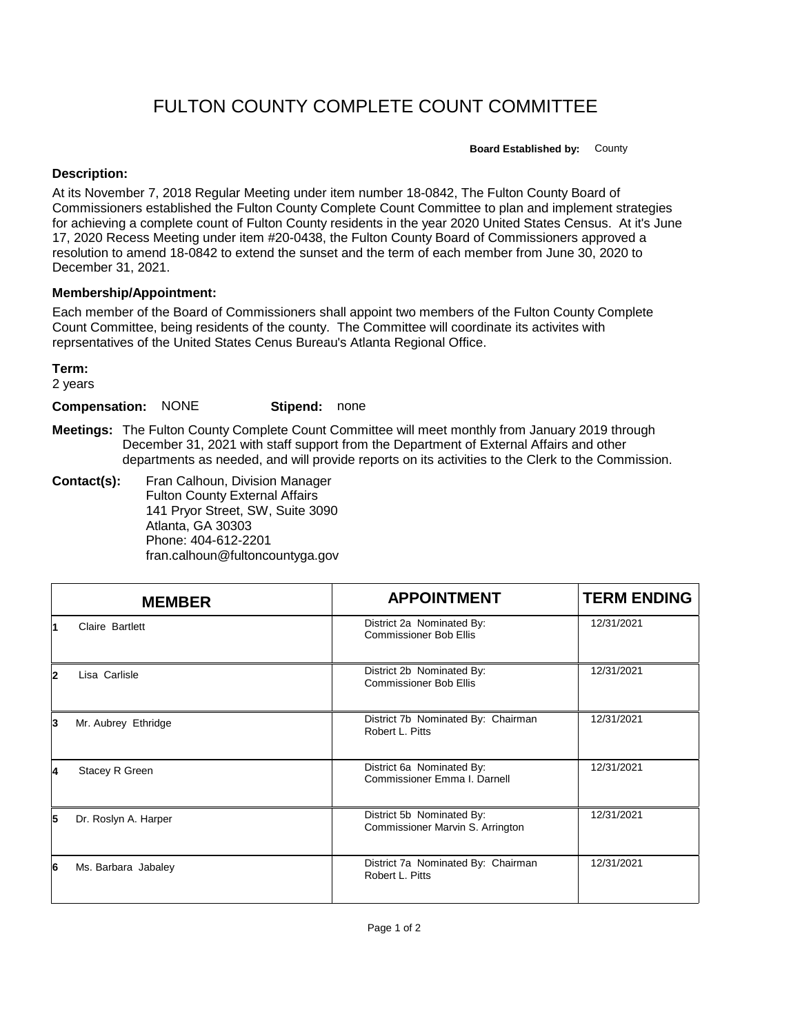# FULTON COUNTY COMPLETE COUNT COMMITTEE

**Board Established by:** County

### Description:

At its November 7, 2018 Regular Meeting under item number 18-0842, The Fulton County Board of Commissioners established the Fulton County Complete Count Committee to plan and implement strategies for achieving a complete count of Fulton County residents in the year 2020 United States Census. At it's June 17, 2020 Recess Meeting under item #20-0438, the Fulton County Board of Commissioners approved a resolution to amend 18-0842 to extend the sunset and the term of each member from June 30, 2020 to December 31, 2021.

### Membership/Appointment:

Each member of the Board of Commissioners shall appoint two members of the Fulton County Complete Count Committee, being residents of the county. The Committee will coordinate its activites with reprsentatives of the United States Cenus Bureau's Atlanta Regional Office.

**Term:**
2 years

**Compensation:** NONE **Stipend:** none

**Meetings:** The Fulton County Complete Count Committee will meet monthly from January 2019 through December 31, 2021 with staff support from the Department of External Affairs and other departments as needed, and will provide reports on its activities to the Clerk to the Commission.

**Contact(s):** Fran Calhoun, Division Manager
Fulton County External Affairs
141 Pryor Street, SW, Suite 3090
Atlanta, GA 30303
Phone: 404-612-2201
fran.calhoun@fultoncountyga.gov

| | MEMBER | APPOINTMENT | TERM ENDING |
|---|---|---|---|
| 1 | Claire Bartlett | District 2a Nominated By: Commissioner Bob Ellis | 12/31/2021 |
| 2 | Lisa Carlisle | District 2b Nominated By: Commissioner Bob Ellis | 12/31/2021 |
| 3 | Mr. Aubrey Ethridge | District 7b Nominated By: Chairman Robert L. Pitts | 12/31/2021 |
| 4 | Stacey R Green | District 6a Nominated By: Commissioner Emma I. Darnell | 12/31/2021 |
| 5 | Dr. Roslyn A. Harper | District 5b Nominated By: Commissioner Marvin S. Arrington | 12/31/2021 |
| 6 | Ms. Barbara Jabaley | District 7a Nominated By: Chairman Robert L. Pitts | 12/31/2021 |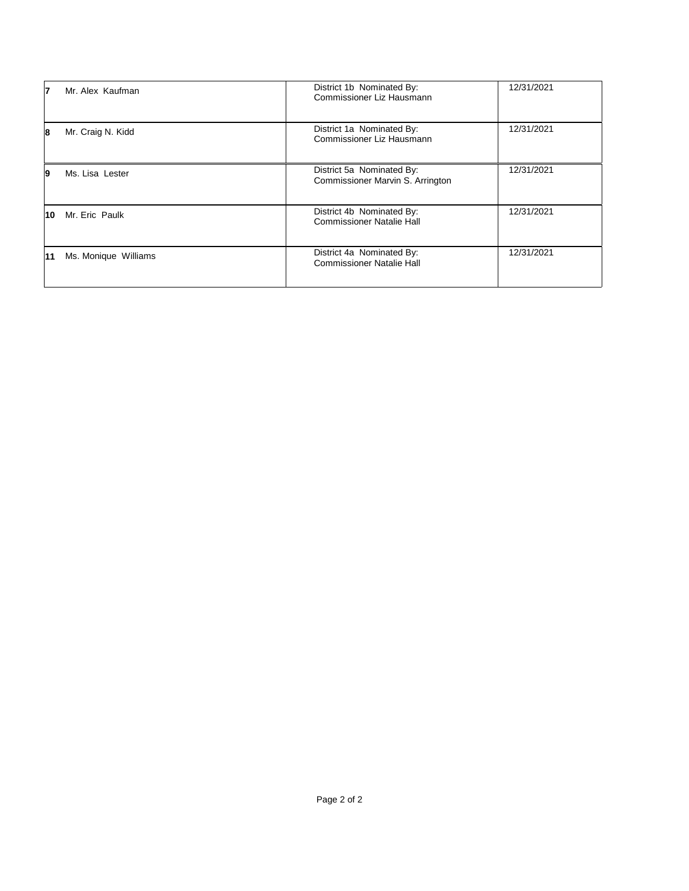| | | | |
|---|---|---|---|
| 7 | Mr. Alex Kaufman | District 1b Nominated By: Commissioner Liz Hausmann | 12/31/2021 |
| 8 | Mr. Craig N. Kidd | District 1a Nominated By: Commissioner Liz Hausmann | 12/31/2021 |
| 9 | Ms. Lisa Lester | District 5a Nominated By: Commissioner Marvin S. Arrington | 12/31/2021 |
| 10 | Mr. Eric Paulk | District 4b Nominated By: Commissioner Natalie Hall | 12/31/2021 |
| 11 | Ms. Monique Williams | District 4a Nominated By: Commissioner Natalie Hall | 12/31/2021 |